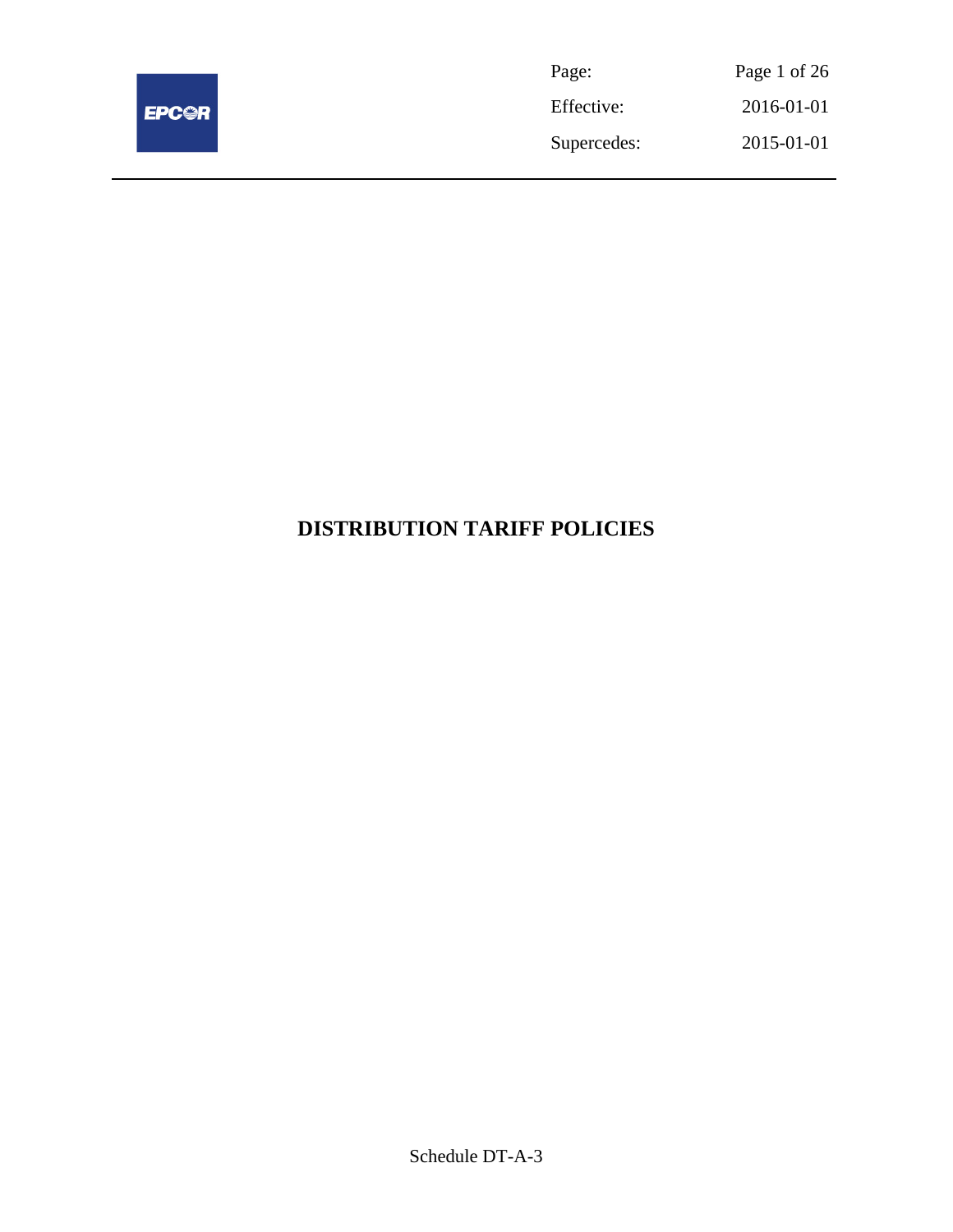| Page: | Page 1 of 26 |
| --- | --- |
| Effective: | 2016-01-01 |
| Supercedes: | 2015-01-01 |

# DISTRIBUTION TARIFF POLICIES

Schedule DT-A-3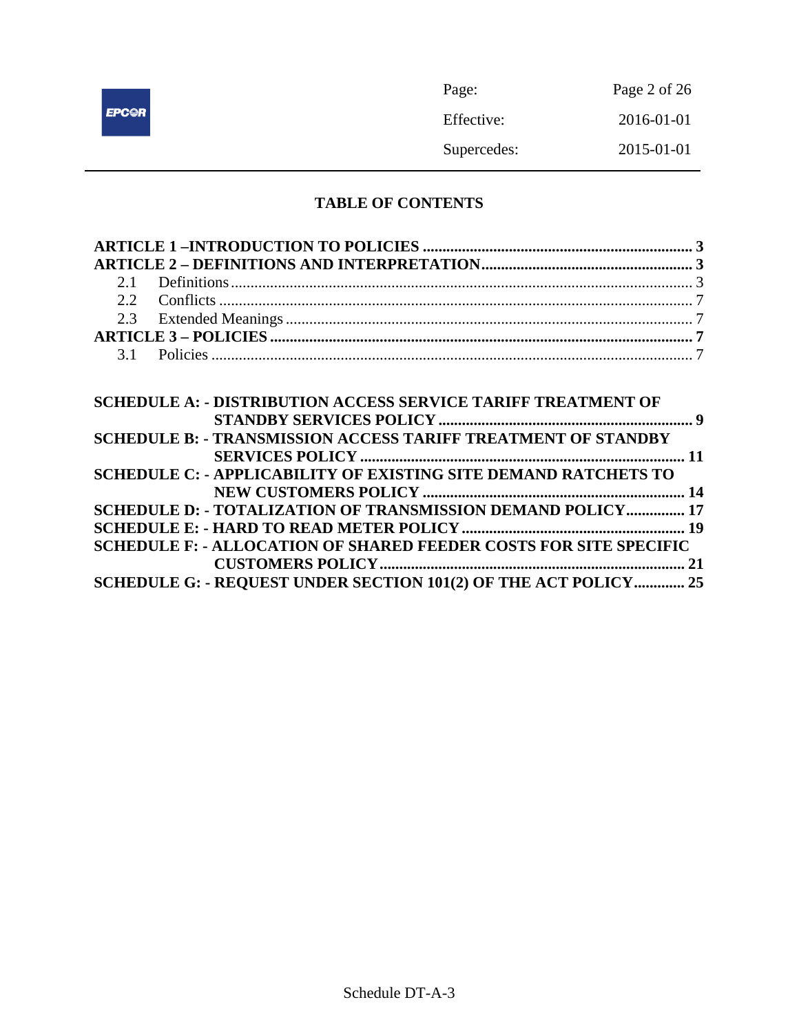## TABLE OF CONTENTS

**ARTICLE 1 –INTRODUCTION TO POLICIES** ........ **3**

**ARTICLE 2 – DEFINITIONS AND INTERPRETATION** ........ **3**

- 2.1 Definitions ........ 3
- 2.2 Conflicts ........ 7
- 2.3 Extended Meanings ........ 7

**ARTICLE 3 – POLICIES** ........ **7**

- 3.1 Policies ........ 7

**SCHEDULE A: - DISTRIBUTION ACCESS SERVICE TARIFF TREATMENT OF STANDBY SERVICES POLICY** ........ **9**

**SCHEDULE B: - TRANSMISSION ACCESS TARIFF TREATMENT OF STANDBY SERVICES POLICY** ........ **11**

**SCHEDULE C: - APPLICABILITY OF EXISTING SITE DEMAND RATCHETS TO NEW CUSTOMERS POLICY** ........ **14**

**SCHEDULE D: - TOTALIZATION OF TRANSMISSION DEMAND POLICY** ........ **17**

**SCHEDULE E: - HARD TO READ METER POLICY** ........ **19**

**SCHEDULE F: - ALLOCATION OF SHARED FEEDER COSTS FOR SITE SPECIFIC CUSTOMERS POLICY** ........ **21**

**SCHEDULE G: - REQUEST UNDER SECTION 101(2) OF THE ACT POLICY** ........ **25**

Schedule DT-A-3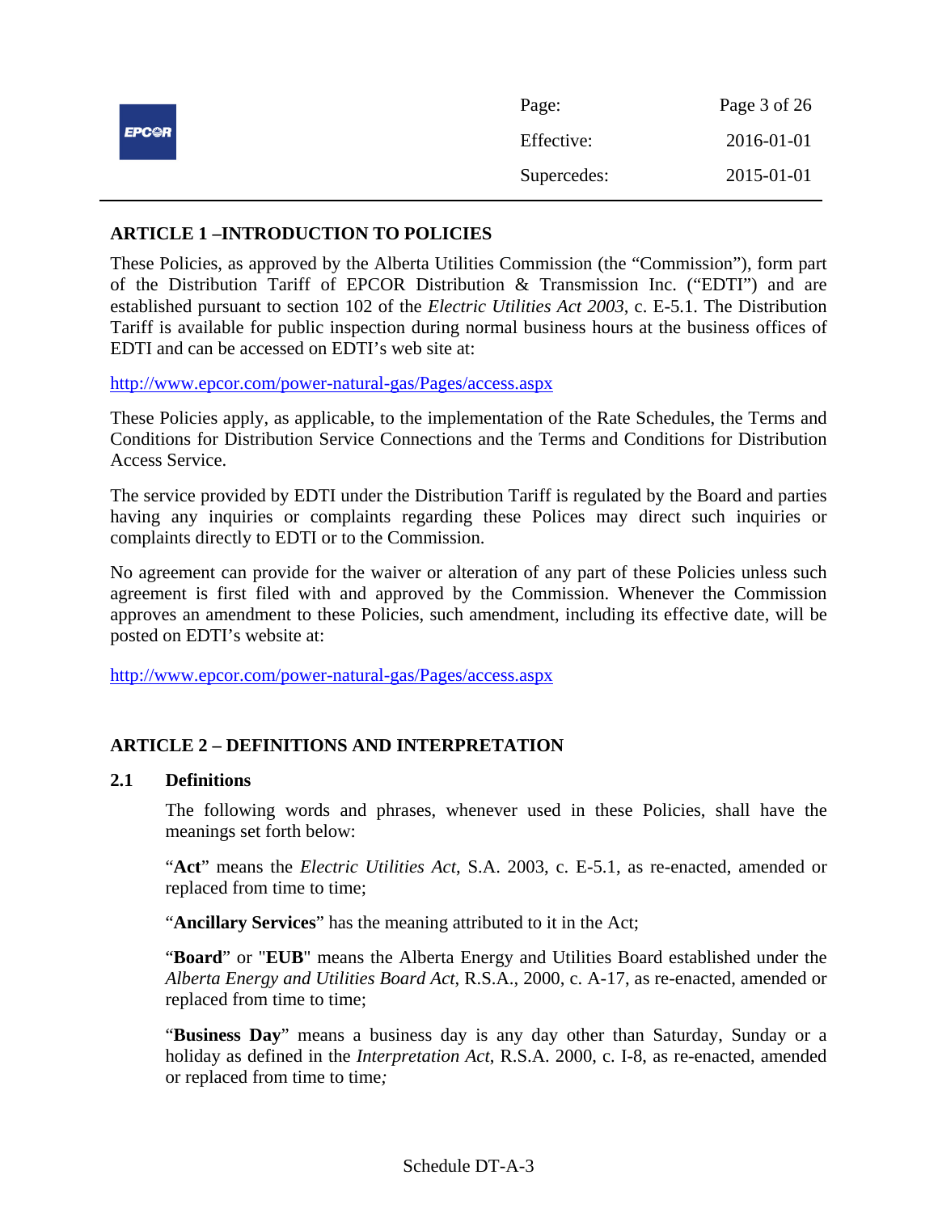## ARTICLE 1 –INTRODUCTION TO POLICIES

These Policies, as approved by the Alberta Utilities Commission (the "Commission"), form part of the Distribution Tariff of EPCOR Distribution & Transmission Inc. ("EDTI") and are established pursuant to section 102 of the *Electric Utilities Act 2003*, c. E-5.1. The Distribution Tariff is available for public inspection during normal business hours at the business offices of EDTI and can be accessed on EDTI's web site at:

http://www.epcor.com/power-natural-gas/Pages/access.aspx

These Policies apply, as applicable, to the implementation of the Rate Schedules, the Terms and Conditions for Distribution Service Connections and the Terms and Conditions for Distribution Access Service.

The service provided by EDTI under the Distribution Tariff is regulated by the Board and parties having any inquiries or complaints regarding these Polices may direct such inquiries or complaints directly to EDTI or to the Commission.

No agreement can provide for the waiver or alteration of any part of these Policies unless such agreement is first filed with and approved by the Commission. Whenever the Commission approves an amendment to these Policies, such amendment, including its effective date, will be posted on EDTI's website at:

http://www.epcor.com/power-natural-gas/Pages/access.aspx

## ARTICLE 2 – DEFINITIONS AND INTERPRETATION

### 2.1 Definitions

The following words and phrases, whenever used in these Policies, shall have the meanings set forth below:

"**Act**" means the *Electric Utilities Act*, S.A. 2003, c. E-5.1, as re-enacted, amended or replaced from time to time;

"**Ancillary Services**" has the meaning attributed to it in the Act;

"**Board**" or "**EUB**" means the Alberta Energy and Utilities Board established under the *Alberta Energy and Utilities Board Act*, R.S.A., 2000, c. A-17, as re-enacted, amended or replaced from time to time;

"**Business Day**" means a business day is any day other than Saturday, Sunday or a holiday as defined in the *Interpretation Act*, R.S.A. 2000, c. I-8, as re-enacted, amended or replaced from time to time*;*

Schedule DT-A-3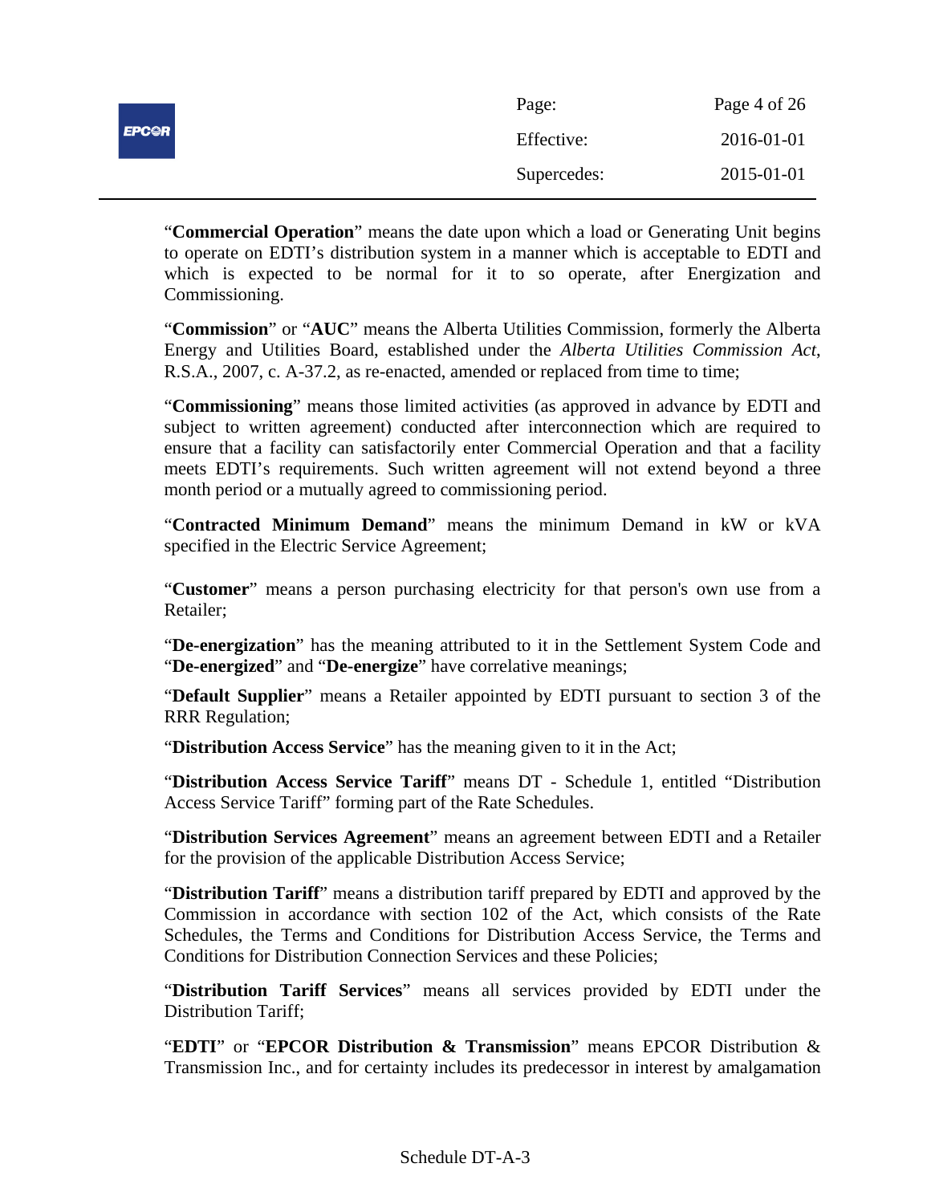"**Commercial Operation**" means the date upon which a load or Generating Unit begins to operate on EDTI's distribution system in a manner which is acceptable to EDTI and which is expected to be normal for it to so operate, after Energization and Commissioning.

"**Commission**" or "**AUC**" means the Alberta Utilities Commission, formerly the Alberta Energy and Utilities Board, established under the *Alberta Utilities Commission Act*, R.S.A., 2007, c. A-37.2, as re-enacted, amended or replaced from time to time;

"**Commissioning**" means those limited activities (as approved in advance by EDTI and subject to written agreement) conducted after interconnection which are required to ensure that a facility can satisfactorily enter Commercial Operation and that a facility meets EDTI's requirements. Such written agreement will not extend beyond a three month period or a mutually agreed to commissioning period.

"**Contracted Minimum Demand**" means the minimum Demand in kW or kVA specified in the Electric Service Agreement;

"**Customer**" means a person purchasing electricity for that person's own use from a Retailer;

"**De-energization**" has the meaning attributed to it in the Settlement System Code and "**De-energized**" and "**De-energize**" have correlative meanings;

"**Default Supplier**" means a Retailer appointed by EDTI pursuant to section 3 of the RRR Regulation;

"**Distribution Access Service**" has the meaning given to it in the Act;

"**Distribution Access Service Tariff**" means DT - Schedule 1, entitled "Distribution Access Service Tariff" forming part of the Rate Schedules.

"**Distribution Services Agreement**" means an agreement between EDTI and a Retailer for the provision of the applicable Distribution Access Service;

"**Distribution Tariff**" means a distribution tariff prepared by EDTI and approved by the Commission in accordance with section 102 of the Act, which consists of the Rate Schedules, the Terms and Conditions for Distribution Access Service, the Terms and Conditions for Distribution Connection Services and these Policies;

"**Distribution Tariff Services**" means all services provided by EDTI under the Distribution Tariff;

"**EDTI**" or "**EPCOR Distribution & Transmission**" means EPCOR Distribution & Transmission Inc., and for certainty includes its predecessor in interest by amalgamation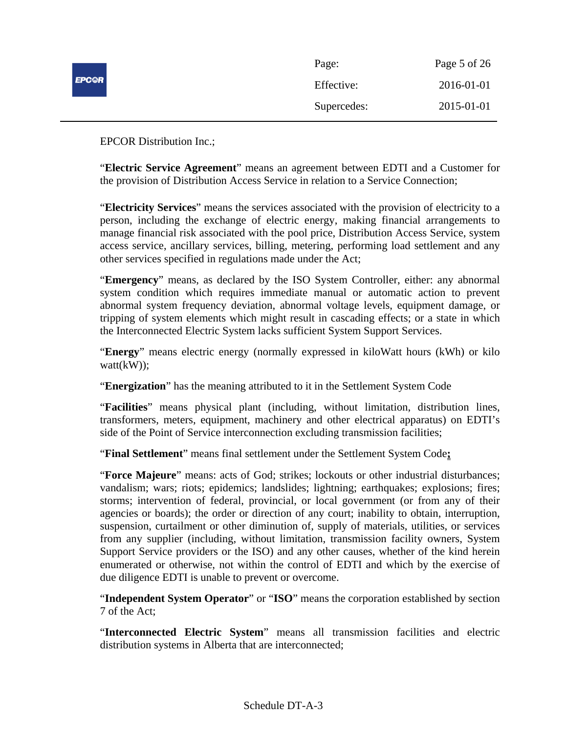EPCOR Distribution Inc.;

"**Electric Service Agreement**" means an agreement between EDTI and a Customer for the provision of Distribution Access Service in relation to a Service Connection;

"**Electricity Services**" means the services associated with the provision of electricity to a person, including the exchange of electric energy, making financial arrangements to manage financial risk associated with the pool price, Distribution Access Service, system access service, ancillary services, billing, metering, performing load settlement and any other services specified in regulations made under the Act;

"**Emergency**" means, as declared by the ISO System Controller, either: any abnormal system condition which requires immediate manual or automatic action to prevent abnormal system frequency deviation, abnormal voltage levels, equipment damage, or tripping of system elements which might result in cascading effects; or a state in which the Interconnected Electric System lacks sufficient System Support Services.

"**Energy**" means electric energy (normally expressed in kiloWatt hours (kWh) or kilo watt(kW));

"**Energization**" has the meaning attributed to it in the Settlement System Code

"**Facilities**" means physical plant (including, without limitation, distribution lines, transformers, meters, equipment, machinery and other electrical apparatus) on EDTI's side of the Point of Service interconnection excluding transmission facilities;

"**Final Settlement**" means final settlement under the Settlement System Code**;**

"**Force Majeure**" means: acts of God; strikes; lockouts or other industrial disturbances; vandalism; wars; riots; epidemics; landslides; lightning; earthquakes; explosions; fires; storms; intervention of federal, provincial, or local government (or from any of their agencies or boards); the order or direction of any court; inability to obtain, interruption, suspension, curtailment or other diminution of, supply of materials, utilities, or services from any supplier (including, without limitation, transmission facility owners, System Support Service providers or the ISO) and any other causes, whether of the kind herein enumerated or otherwise, not within the control of EDTI and which by the exercise of due diligence EDTI is unable to prevent or overcome.

"**Independent System Operator**" or "**ISO**" means the corporation established by section 7 of the Act;

"**Interconnected Electric System**" means all transmission facilities and electric distribution systems in Alberta that are interconnected;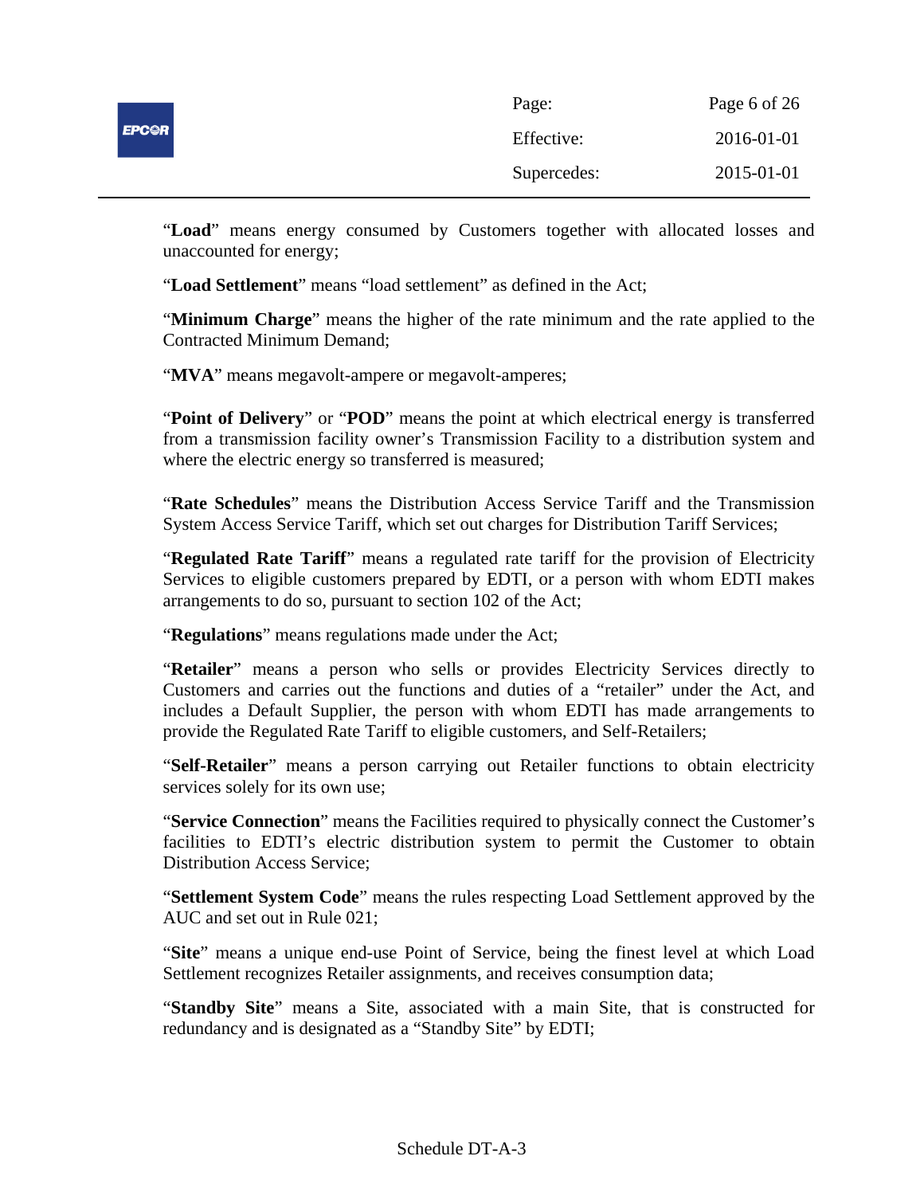"**Load**" means energy consumed by Customers together with allocated losses and unaccounted for energy;

"**Load Settlement**" means "load settlement" as defined in the Act;

"**Minimum Charge**" means the higher of the rate minimum and the rate applied to the Contracted Minimum Demand;

"**MVA**" means megavolt-ampere or megavolt-amperes;

"**Point of Delivery**" or "**POD**" means the point at which electrical energy is transferred from a transmission facility owner's Transmission Facility to a distribution system and where the electric energy so transferred is measured;

"**Rate Schedules**" means the Distribution Access Service Tariff and the Transmission System Access Service Tariff, which set out charges for Distribution Tariff Services;

"**Regulated Rate Tariff**" means a regulated rate tariff for the provision of Electricity Services to eligible customers prepared by EDTI, or a person with whom EDTI makes arrangements to do so, pursuant to section 102 of the Act;

"**Regulations**" means regulations made under the Act;

"**Retailer**" means a person who sells or provides Electricity Services directly to Customers and carries out the functions and duties of a "retailer" under the Act, and includes a Default Supplier, the person with whom EDTI has made arrangements to provide the Regulated Rate Tariff to eligible customers, and Self-Retailers;

"**Self-Retailer**" means a person carrying out Retailer functions to obtain electricity services solely for its own use;

"**Service Connection**" means the Facilities required to physically connect the Customer's facilities to EDTI's electric distribution system to permit the Customer to obtain Distribution Access Service;

"**Settlement System Code**" means the rules respecting Load Settlement approved by the AUC and set out in Rule 021;

"**Site**" means a unique end-use Point of Service, being the finest level at which Load Settlement recognizes Retailer assignments, and receives consumption data;

"**Standby Site**" means a Site, associated with a main Site, that is constructed for redundancy and is designated as a "Standby Site" by EDTI;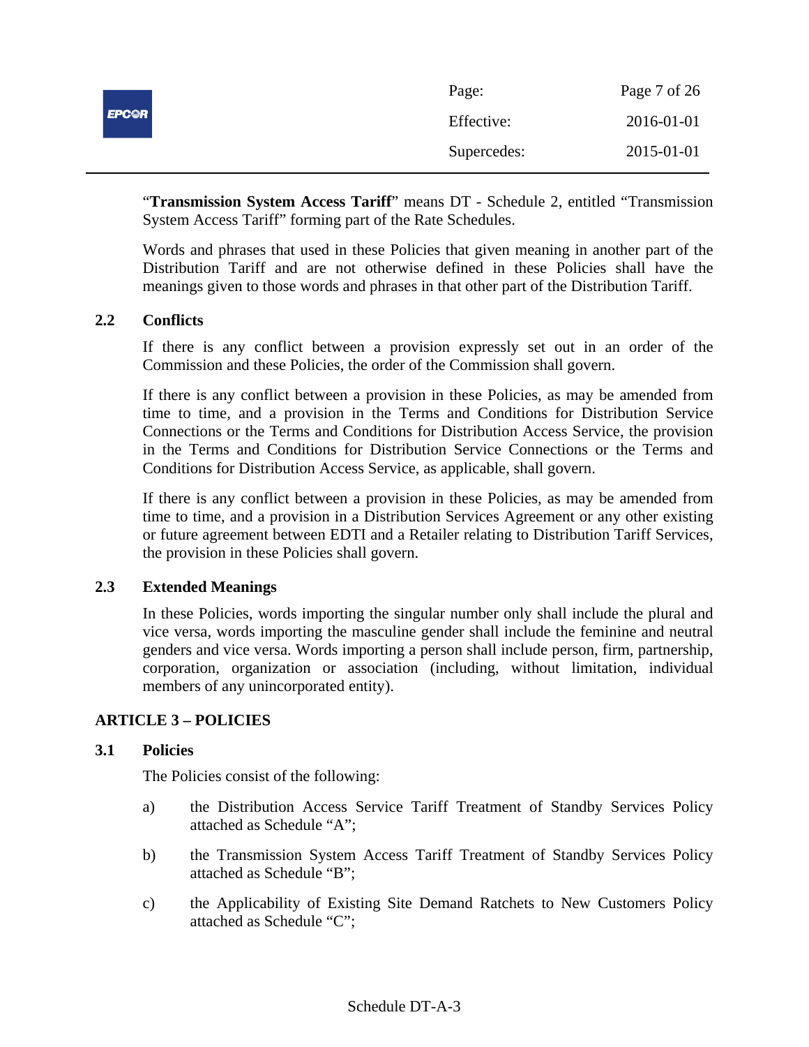"**Transmission System Access Tariff**" means DT - Schedule 2, entitled "Transmission System Access Tariff" forming part of the Rate Schedules.

Words and phrases that used in these Policies that given meaning in another part of the Distribution Tariff and are not otherwise defined in these Policies shall have the meanings given to those words and phrases in that other part of the Distribution Tariff.

### 2.2 Conflicts

If there is any conflict between a provision expressly set out in an order of the Commission and these Policies, the order of the Commission shall govern.

If there is any conflict between a provision in these Policies, as may be amended from time to time, and a provision in the Terms and Conditions for Distribution Service Connections or the Terms and Conditions for Distribution Access Service, the provision in the Terms and Conditions for Distribution Service Connections or the Terms and Conditions for Distribution Access Service, as applicable, shall govern.

If there is any conflict between a provision in these Policies, as may be amended from time to time, and a provision in a Distribution Services Agreement or any other existing or future agreement between EDTI and a Retailer relating to Distribution Tariff Services, the provision in these Policies shall govern.

### 2.3 Extended Meanings

In these Policies, words importing the singular number only shall include the plural and vice versa, words importing the masculine gender shall include the feminine and neutral genders and vice versa. Words importing a person shall include person, firm, partnership, corporation, organization or association (including, without limitation, individual members of any unincorporated entity).

## ARTICLE 3 – POLICIES

### 3.1 Policies

The Policies consist of the following:

a) the Distribution Access Service Tariff Treatment of Standby Services Policy attached as Schedule "A";

b) the Transmission System Access Tariff Treatment of Standby Services Policy attached as Schedule "B";

c) the Applicability of Existing Site Demand Ratchets to New Customers Policy attached as Schedule "C";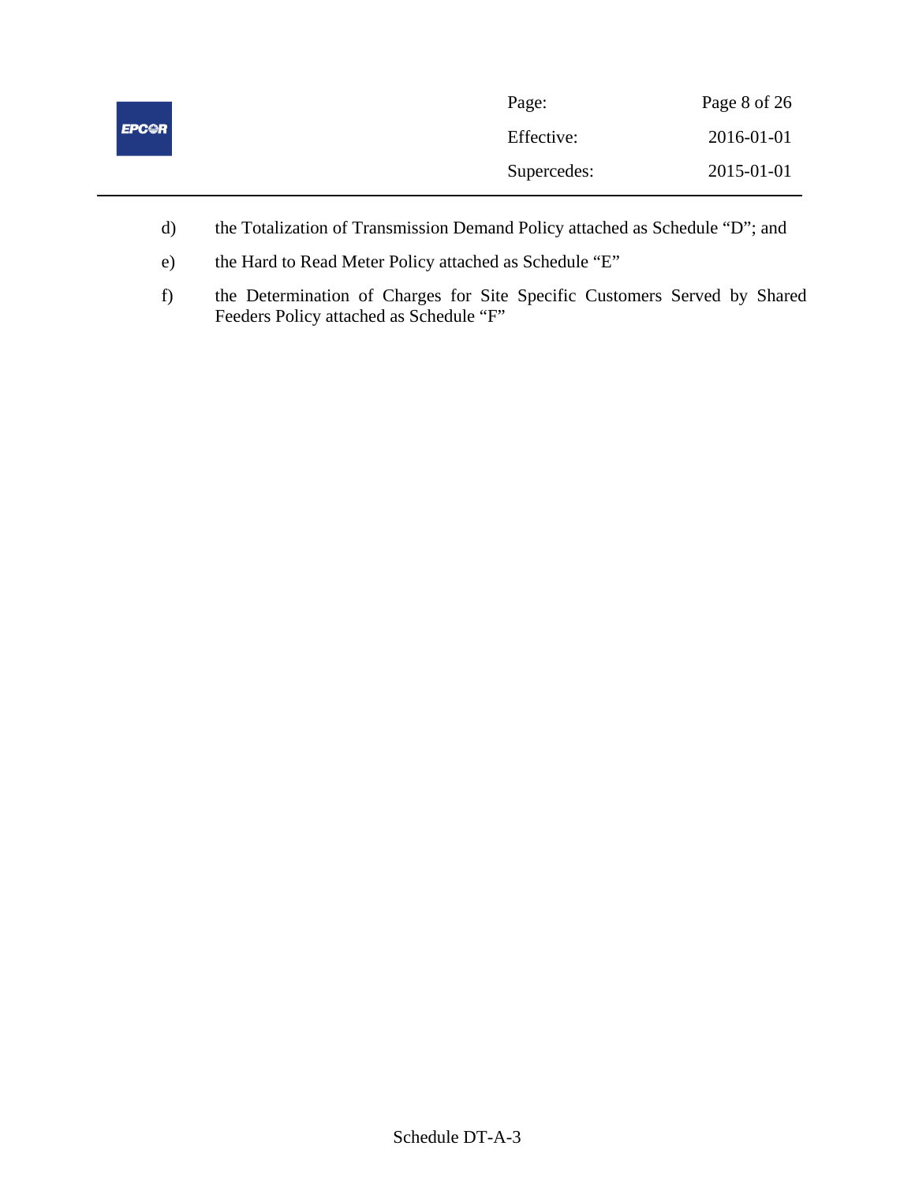d) the Totalization of Transmission Demand Policy attached as Schedule "D"; and

e) the Hard to Read Meter Policy attached as Schedule "E"

f) the Determination of Charges for Site Specific Customers Served by Shared Feeders Policy attached as Schedule "F"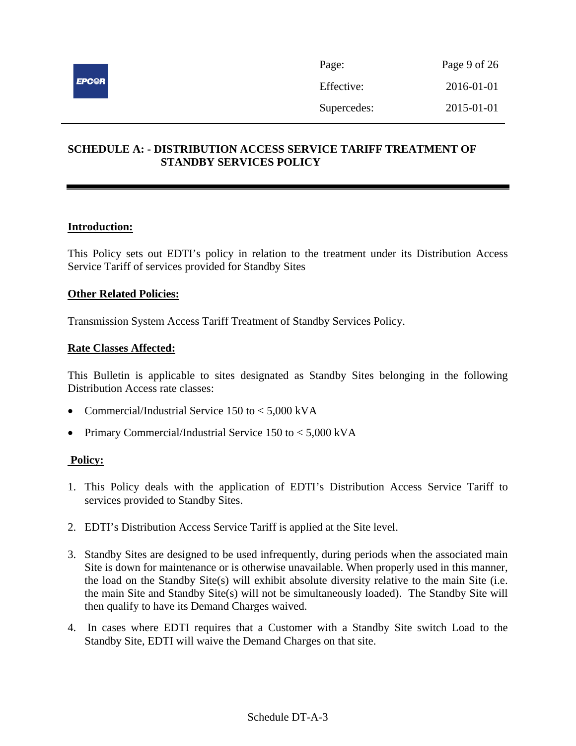# SCHEDULE A: - DISTRIBUTION ACCESS SERVICE TARIFF TREATMENT OF STANDBY SERVICES POLICY

**Introduction:**

This Policy sets out EDTI's policy in relation to the treatment under its Distribution Access Service Tariff of services provided for Standby Sites

**Other Related Policies:**

Transmission System Access Tariff Treatment of Standby Services Policy.

**Rate Classes Affected:**

This Bulletin is applicable to sites designated as Standby Sites belonging in the following Distribution Access rate classes:

- Commercial/Industrial Service 150 to < 5,000 kVA
- Primary Commercial/Industrial Service 150 to < 5,000 kVA

**Policy:**

1. This Policy deals with the application of EDTI's Distribution Access Service Tariff to services provided to Standby Sites.
2. EDTI's Distribution Access Service Tariff is applied at the Site level.
3. Standby Sites are designed to be used infrequently, during periods when the associated main Site is down for maintenance or is otherwise unavailable. When properly used in this manner, the load on the Standby Site(s) will exhibit absolute diversity relative to the main Site (i.e. the main Site and Standby Site(s) will not be simultaneously loaded). The Standby Site will then qualify to have its Demand Charges waived.
4. In cases where EDTI requires that a Customer with a Standby Site switch Load to the Standby Site, EDTI will waive the Demand Charges on that site.

Schedule DT-A-3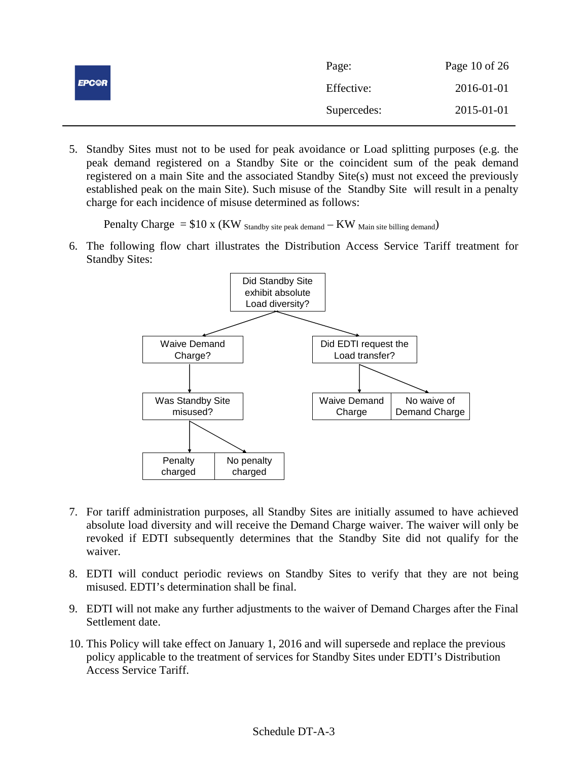5. Standby Sites must not to be used for peak avoidance or Load splitting purposes (e.g. the peak demand registered on a Standby Site or the coincident sum of the peak demand registered on a main Site and the associated Standby Site(s) must not exceed the previously established peak on the main Site). Such misuse of the Standby Site will result in a penalty charge for each incidence of misuse determined as follows:

   Penalty Charge = \$10 x ($KW_{\text{Standby site peak demand}} - KW_{\text{Main site billing demand}}$)

6. The following flow chart illustrates the Distribution Access Service Tariff treatment for Standby Sites:

   Did Standby Site exhibit absolute Load diversity?

   - Waive Demand Charge?
     - Was Standby Site misused?
       - Penalty charged
       - No penalty charged
   - Did EDTI request the Load transfer?
     - Waive Demand Charge
     - No waive of Demand Charge

7. For tariff administration purposes, all Standby Sites are initially assumed to have achieved absolute load diversity and will receive the Demand Charge waiver. The waiver will only be revoked if EDTI subsequently determines that the Standby Site did not qualify for the waiver.

8. EDTI will conduct periodic reviews on Standby Sites to verify that they are not being misused. EDTI's determination shall be final.

9. EDTI will not make any further adjustments to the waiver of Demand Charges after the Final Settlement date.

10. This Policy will take effect on January 1, 2016 and will supersede and replace the previous policy applicable to the treatment of services for Standby Sites under EDTI's Distribution Access Service Tariff.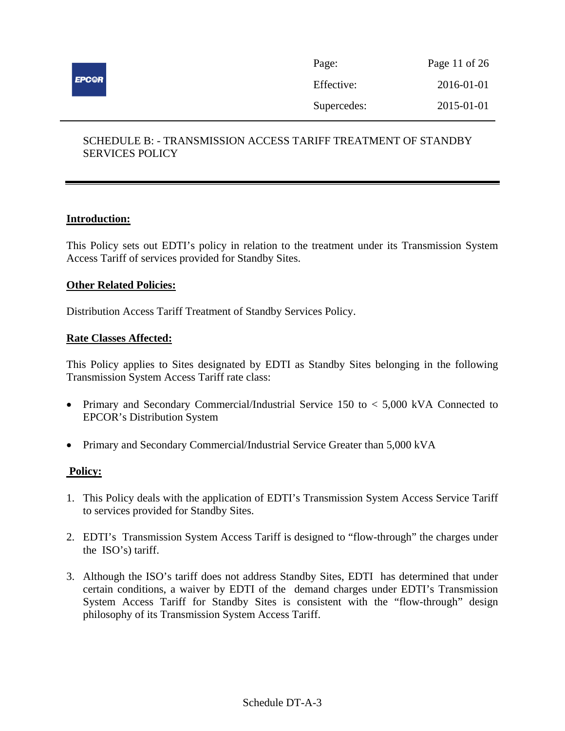SCHEDULE B: - TRANSMISSION ACCESS TARIFF TREATMENT OF STANDBY SERVICES POLICY

**Introduction:**

This Policy sets out EDTI's policy in relation to the treatment under its Transmission System Access Tariff of services provided for Standby Sites.

**Other Related Policies:**

Distribution Access Tariff Treatment of Standby Services Policy.

**Rate Classes Affected:**

This Policy applies to Sites designated by EDTI as Standby Sites belonging in the following Transmission System Access Tariff rate class:

- Primary and Secondary Commercial/Industrial Service 150 to < 5,000 kVA Connected to EPCOR's Distribution System
- Primary and Secondary Commercial/Industrial Service Greater than 5,000 kVA

**Policy:**

1. This Policy deals with the application of EDTI's Transmission System Access Service Tariff to services provided for Standby Sites.
2. EDTI's Transmission System Access Tariff is designed to "flow-through" the charges under the ISO's) tariff.
3. Although the ISO's tariff does not address Standby Sites, EDTI has determined that under certain conditions, a waiver by EDTI of the demand charges under EDTI's Transmission System Access Tariff for Standby Sites is consistent with the "flow-through" design philosophy of its Transmission System Access Tariff.

Schedule DT-A-3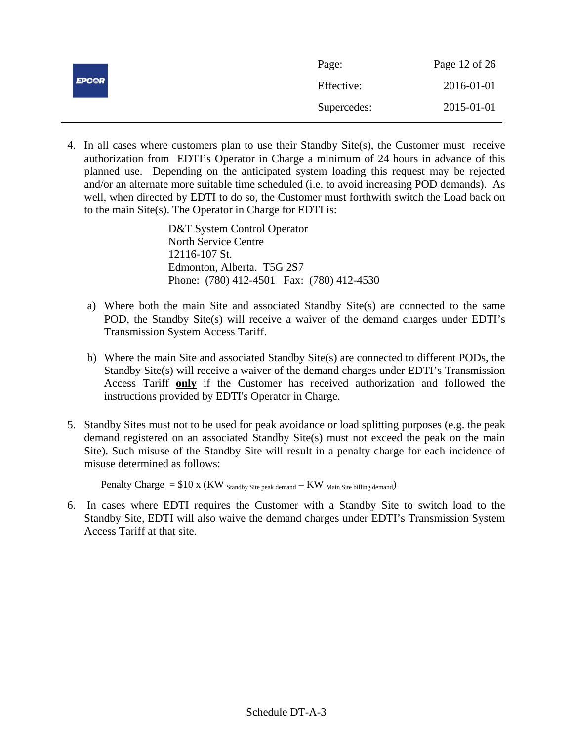4. In all cases where customers plan to use their Standby Site(s), the Customer must receive authorization from EDTI's Operator in Charge a minimum of 24 hours in advance of this planned use. Depending on the anticipated system loading this request may be rejected and/or an alternate more suitable time scheduled (i.e. to avoid increasing POD demands). As well, when directed by EDTI to do so, the Customer must forthwith switch the Load back on to the main Site(s). The Operator in Charge for EDTI is:

   D&T System Control Operator
   North Service Centre
   12116-107 St.
   Edmonton, Alberta. T5G 2S7
   Phone: (780) 412-4501 Fax: (780) 412-4530

   a) Where both the main Site and associated Standby Site(s) are connected to the same POD, the Standby Site(s) will receive a waiver of the demand charges under EDTI's Transmission System Access Tariff.

   b) Where the main Site and associated Standby Site(s) are connected to different PODs, the Standby Site(s) will receive a waiver of the demand charges under EDTI's Transmission Access Tariff **only** if the Customer has received authorization and followed the instructions provided by EDTI's Operator in Charge.

5. Standby Sites must not to be used for peak avoidance or load splitting purposes (e.g. the peak demand registered on an associated Standby Site(s) must not exceed the peak on the main Site). Such misuse of the Standby Site will result in a penalty charge for each incidence of misuse determined as follows:

   $$\text{Penalty Charge} = \$10 \times (KW_{\text{Standby Site peak demand}} - KW_{\text{Main Site billing demand}})$$

6. In cases where EDTI requires the Customer with a Standby Site to switch load to the Standby Site, EDTI will also waive the demand charges under EDTI's Transmission System Access Tariff at that site.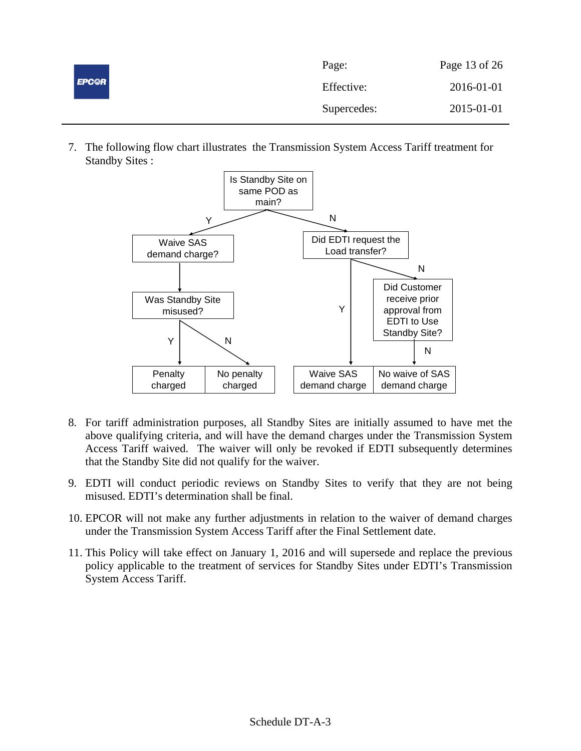7. The following flow chart illustrates the Transmission System Access Tariff treatment for Standby Sites :

Is Standby Site on same POD as main?

- Y → Waive SAS demand charge? → Was Standby Site misused?
  - Y → Penalty charged
  - N → No penalty charged
- N → Did EDTI request the Load transfer?
  - Y → Waive SAS demand charge
  - N → Did Customer receive prior approval from EDTI to Use Standby Site?
    - N → No waive of SAS demand charge

8. For tariff administration purposes, all Standby Sites are initially assumed to have met the above qualifying criteria, and will have the demand charges under the Transmission System Access Tariff waived. The waiver will only be revoked if EDTI subsequently determines that the Standby Site did not qualify for the waiver.

9. EDTI will conduct periodic reviews on Standby Sites to verify that they are not being misused. EDTI's determination shall be final.

10. EPCOR will not make any further adjustments in relation to the waiver of demand charges under the Transmission System Access Tariff after the Final Settlement date.

11. This Policy will take effect on January 1, 2016 and will supersede and replace the previous policy applicable to the treatment of services for Standby Sites under EDTI's Transmission System Access Tariff.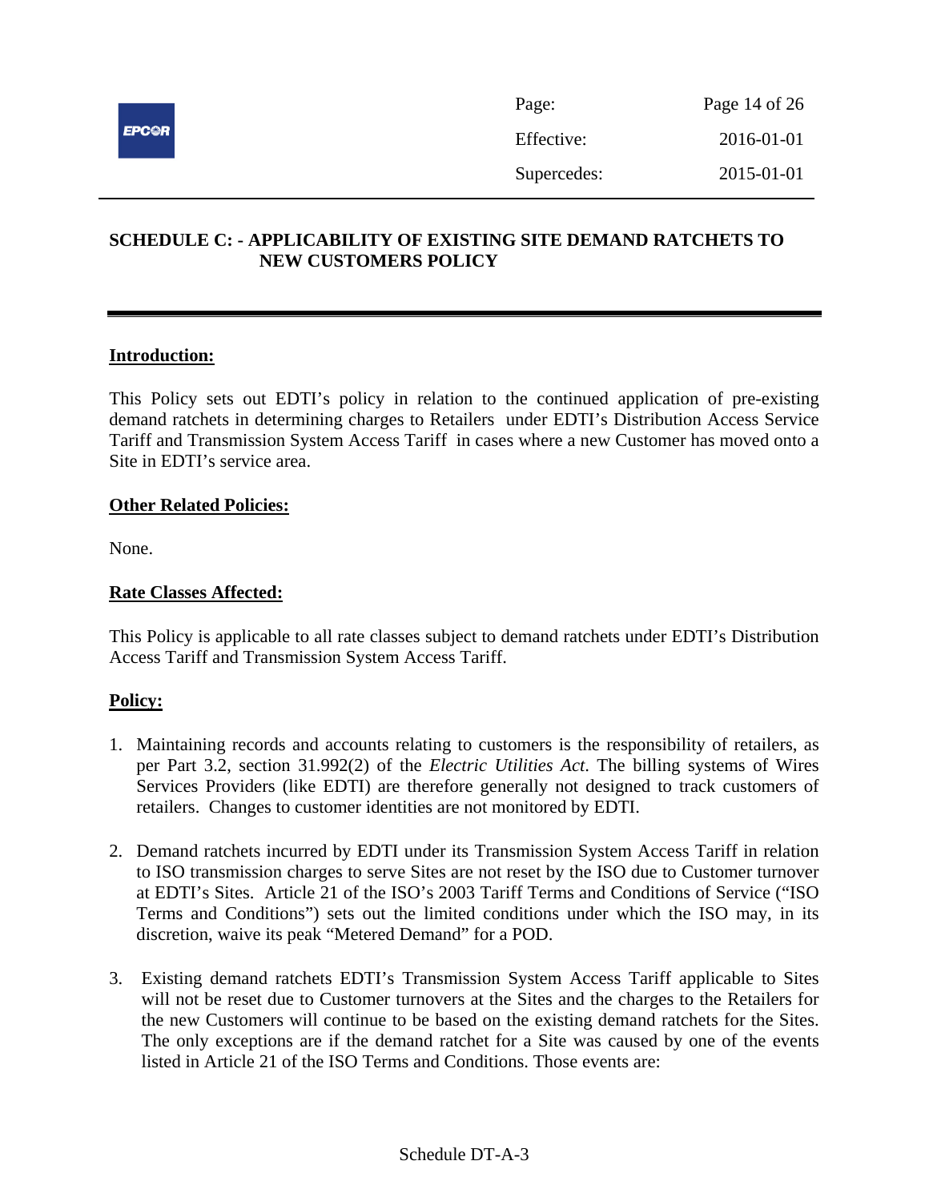## SCHEDULE C: - APPLICABILITY OF EXISTING SITE DEMAND RATCHETS TO NEW CUSTOMERS POLICY

**Introduction:**

This Policy sets out EDTI's policy in relation to the continued application of pre-existing demand ratchets in determining charges to Retailers under EDTI's Distribution Access Service Tariff and Transmission System Access Tariff in cases where a new Customer has moved onto a Site in EDTI's service area.

**Other Related Policies:**

None.

**Rate Classes Affected:**

This Policy is applicable to all rate classes subject to demand ratchets under EDTI's Distribution Access Tariff and Transmission System Access Tariff.

**Policy:**

1. Maintaining records and accounts relating to customers is the responsibility of retailers, as per Part 3.2, section 31.992(2) of the *Electric Utilities Act*. The billing systems of Wires Services Providers (like EDTI) are therefore generally not designed to track customers of retailers. Changes to customer identities are not monitored by EDTI.

2. Demand ratchets incurred by EDTI under its Transmission System Access Tariff in relation to ISO transmission charges to serve Sites are not reset by the ISO due to Customer turnover at EDTI's Sites. Article 21 of the ISO's 2003 Tariff Terms and Conditions of Service ("ISO Terms and Conditions") sets out the limited conditions under which the ISO may, in its discretion, waive its peak "Metered Demand" for a POD.

3. Existing demand ratchets EDTI's Transmission System Access Tariff applicable to Sites will not be reset due to Customer turnovers at the Sites and the charges to the Retailers for the new Customers will continue to be based on the existing demand ratchets for the Sites. The only exceptions are if the demand ratchet for a Site was caused by one of the events listed in Article 21 of the ISO Terms and Conditions. Those events are: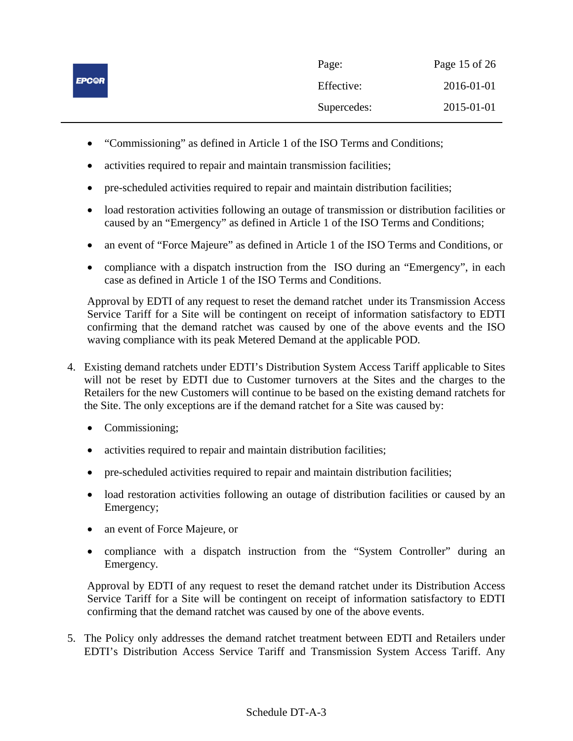- "Commissioning" as defined in Article 1 of the ISO Terms and Conditions;
- activities required to repair and maintain transmission facilities;
- pre-scheduled activities required to repair and maintain distribution facilities;
- load restoration activities following an outage of transmission or distribution facilities or caused by an "Emergency" as defined in Article 1 of the ISO Terms and Conditions;
- an event of "Force Majeure" as defined in Article 1 of the ISO Terms and Conditions, or
- compliance with a dispatch instruction from the ISO during an "Emergency", in each case as defined in Article 1 of the ISO Terms and Conditions.

Approval by EDTI of any request to reset the demand ratchet under its Transmission Access Service Tariff for a Site will be contingent on receipt of information satisfactory to EDTI confirming that the demand ratchet was caused by one of the above events and the ISO waving compliance with its peak Metered Demand at the applicable POD.

4. Existing demand ratchets under EDTI's Distribution System Access Tariff applicable to Sites will not be reset by EDTI due to Customer turnovers at the Sites and the charges to the Retailers for the new Customers will continue to be based on the existing demand ratchets for the Site. The only exceptions are if the demand ratchet for a Site was caused by:

   - Commissioning;
   - activities required to repair and maintain distribution facilities;
   - pre-scheduled activities required to repair and maintain distribution facilities;
   - load restoration activities following an outage of distribution facilities or caused by an Emergency;
   - an event of Force Majeure, or
   - compliance with a dispatch instruction from the "System Controller" during an Emergency.

   Approval by EDTI of any request to reset the demand ratchet under its Distribution Access Service Tariff for a Site will be contingent on receipt of information satisfactory to EDTI confirming that the demand ratchet was caused by one of the above events.

5. The Policy only addresses the demand ratchet treatment between EDTI and Retailers under EDTI's Distribution Access Service Tariff and Transmission System Access Tariff. Any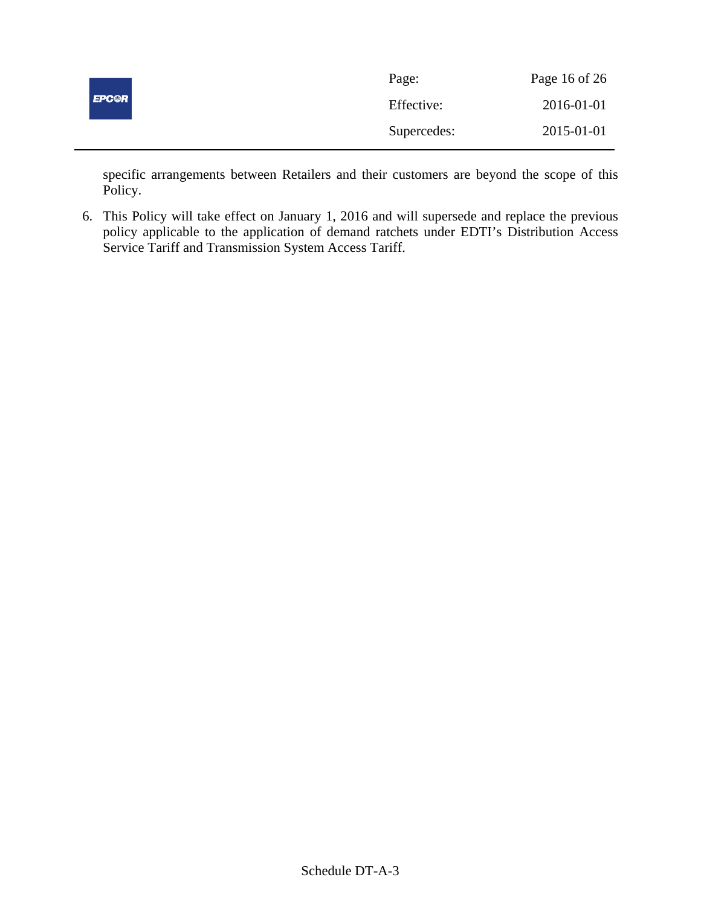specific arrangements between Retailers and their customers are beyond the scope of this Policy.

6. This Policy will take effect on January 1, 2016 and will supersede and replace the previous policy applicable to the application of demand ratchets under EDTI's Distribution Access Service Tariff and Transmission System Access Tariff.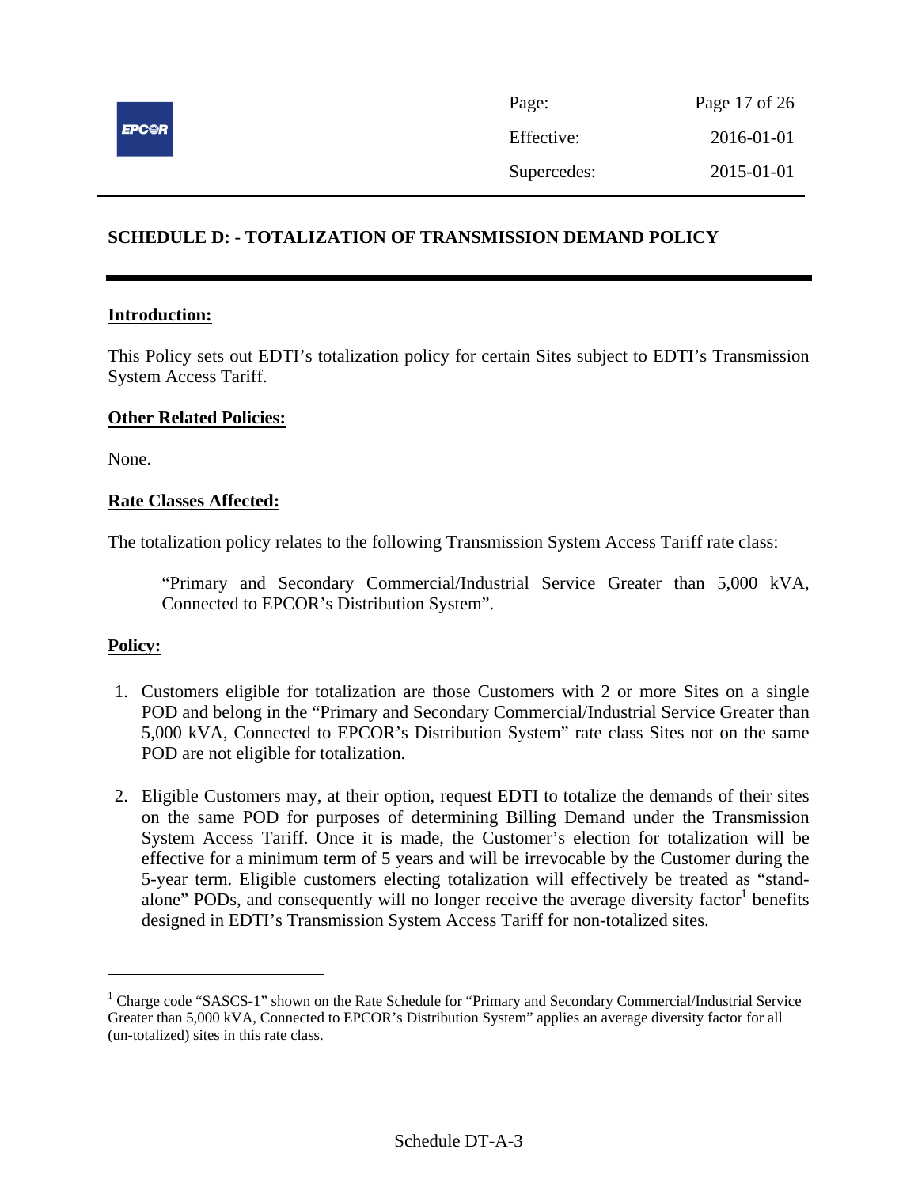## SCHEDULE D: - TOTALIZATION OF TRANSMISSION DEMAND POLICY

**Introduction:**

This Policy sets out EDTI's totalization policy for certain Sites subject to EDTI's Transmission System Access Tariff.

**Other Related Policies:**

None.

**Rate Classes Affected:**

The totalization policy relates to the following Transmission System Access Tariff rate class:

> "Primary and Secondary Commercial/Industrial Service Greater than 5,000 kVA, Connected to EPCOR's Distribution System".

**Policy:**

1. Customers eligible for totalization are those Customers with 2 or more Sites on a single POD and belong in the "Primary and Secondary Commercial/Industrial Service Greater than 5,000 kVA, Connected to EPCOR's Distribution System" rate class Sites not on the same POD are not eligible for totalization.

2. Eligible Customers may, at their option, request EDTI to totalize the demands of their sites on the same POD for purposes of determining Billing Demand under the Transmission System Access Tariff. Once it is made, the Customer's election for totalization will be effective for a minimum term of 5 years and will be irrevocable by the Customer during the 5-year term. Eligible customers electing totalization will effectively be treated as "stand-alone" PODs, and consequently will no longer receive the average diversity factor[1] benefits designed in EDTI's Transmission System Access Tariff for non-totalized sites.

---

[1] Charge code "SASCS-1" shown on the Rate Schedule for "Primary and Secondary Commercial/Industrial Service Greater than 5,000 kVA, Connected to EPCOR's Distribution System" applies an average diversity factor for all (un-totalized) sites in this rate class.

Schedule DT-A-3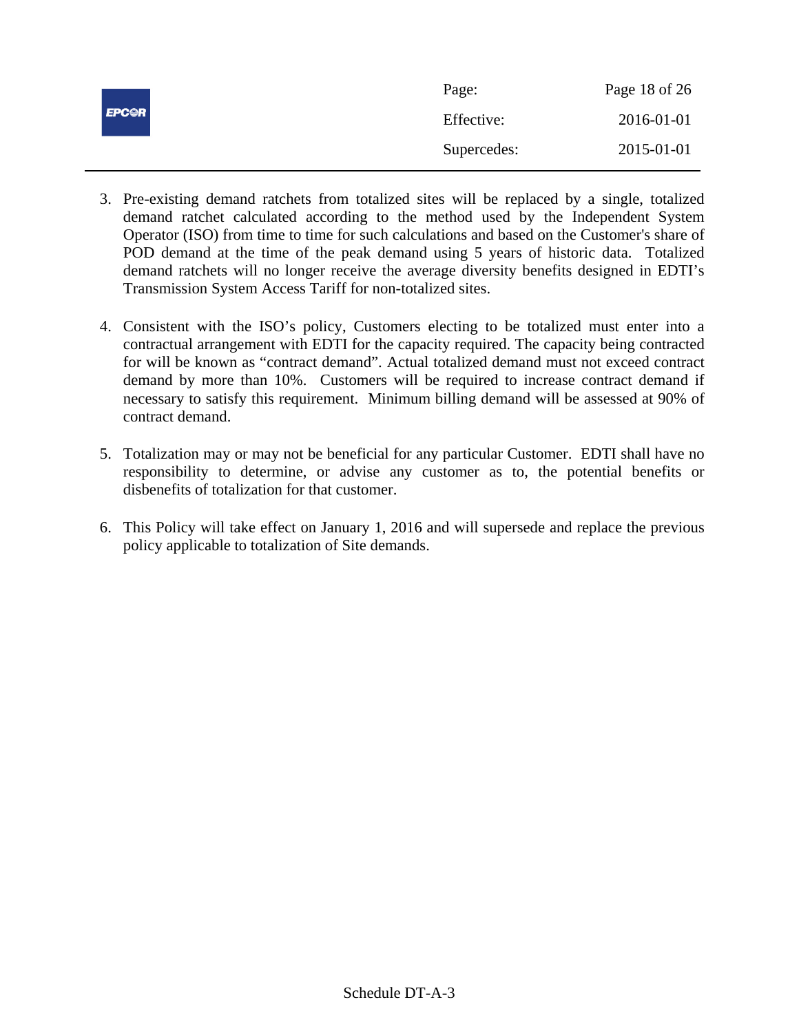3. Pre-existing demand ratchets from totalized sites will be replaced by a single, totalized demand ratchet calculated according to the method used by the Independent System Operator (ISO) from time to time for such calculations and based on the Customer's share of POD demand at the time of the peak demand using 5 years of historic data. Totalized demand ratchets will no longer receive the average diversity benefits designed in EDTI's Transmission System Access Tariff for non-totalized sites.

4. Consistent with the ISO's policy, Customers electing to be totalized must enter into a contractual arrangement with EDTI for the capacity required. The capacity being contracted for will be known as "contract demand". Actual totalized demand must not exceed contract demand by more than 10%. Customers will be required to increase contract demand if necessary to satisfy this requirement. Minimum billing demand will be assessed at 90% of contract demand.

5. Totalization may or may not be beneficial for any particular Customer. EDTI shall have no responsibility to determine, or advise any customer as to, the potential benefits or disbenefits of totalization for that customer.

6. This Policy will take effect on January 1, 2016 and will supersede and replace the previous policy applicable to totalization of Site demands.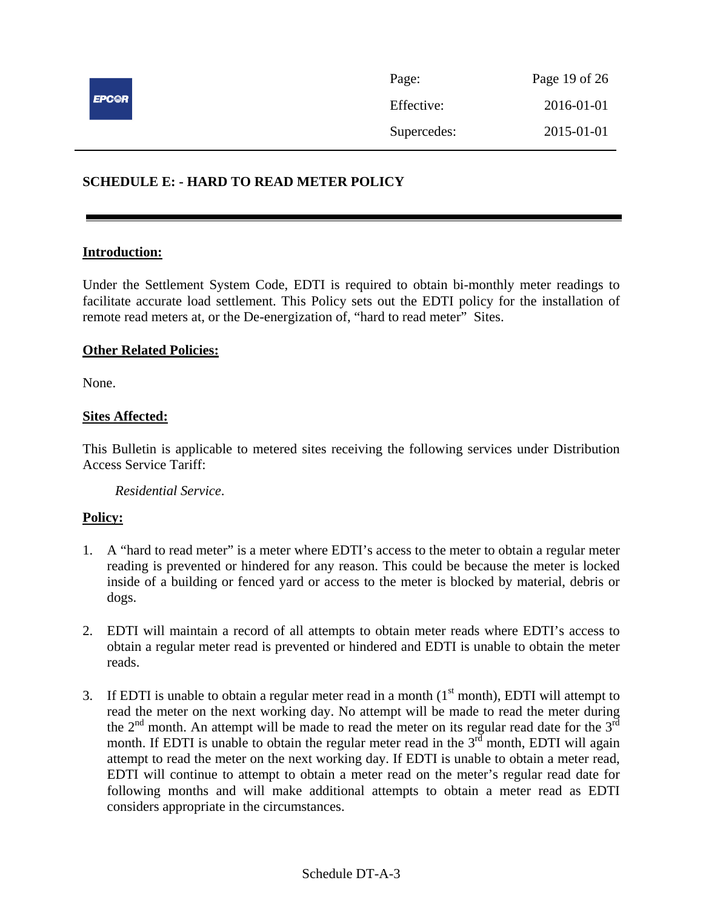## SCHEDULE E: - HARD TO READ METER POLICY

**Introduction:**

Under the Settlement System Code, EDTI is required to obtain bi-monthly meter readings to facilitate accurate load settlement. This Policy sets out the EDTI policy for the installation of remote read meters at, or the De-energization of, "hard to read meter" Sites.

**Other Related Policies:**

None.

**Sites Affected:**

This Bulletin is applicable to metered sites receiving the following services under Distribution Access Service Tariff:

*Residential Service*.

**Policy:**

1. A "hard to read meter" is a meter where EDTI's access to the meter to obtain a regular meter reading is prevented or hindered for any reason. This could be because the meter is locked inside of a building or fenced yard or access to the meter is blocked by material, debris or dogs.

2. EDTI will maintain a record of all attempts to obtain meter reads where EDTI's access to obtain a regular meter read is prevented or hindered and EDTI is unable to obtain the meter reads.

3. If EDTI is unable to obtain a regular meter read in a month (1st month), EDTI will attempt to read the meter on the next working day. No attempt will be made to read the meter during the 2nd month. An attempt will be made to read the meter on its regular read date for the 3rd month. If EDTI is unable to obtain the regular meter read in the 3rd month, EDTI will again attempt to read the meter on the next working day. If EDTI is unable to obtain a meter read, EDTI will continue to attempt to obtain a meter read on the meter's regular read date for following months and will make additional attempts to obtain a meter read as EDTI considers appropriate in the circumstances.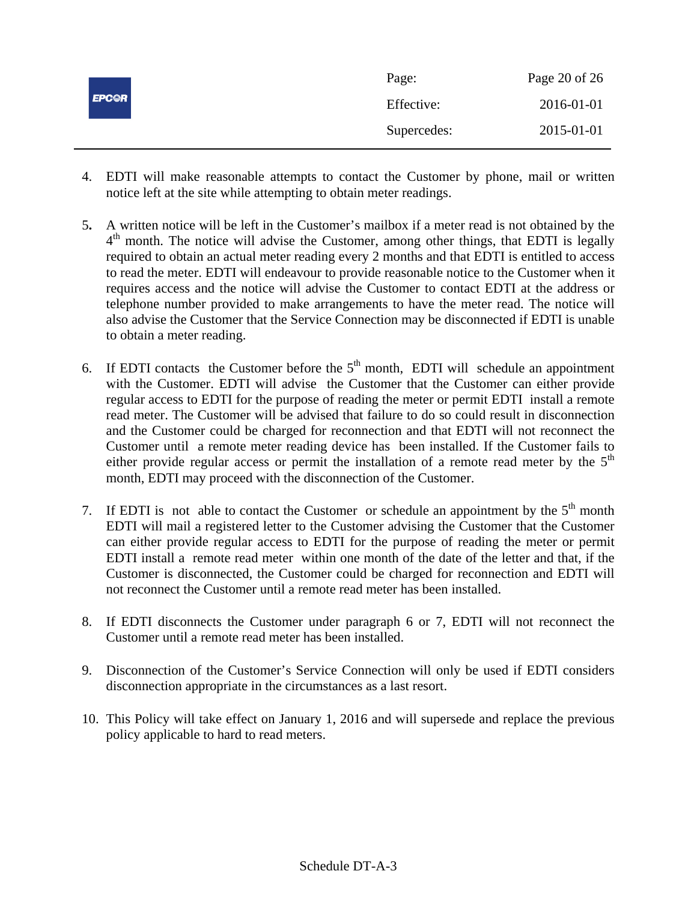4. EDTI will make reasonable attempts to contact the Customer by phone, mail or written notice left at the site while attempting to obtain meter readings.

5. A written notice will be left in the Customer's mailbox if a meter read is not obtained by the 4th month. The notice will advise the Customer, among other things, that EDTI is legally required to obtain an actual meter reading every 2 months and that EDTI is entitled to access to read the meter. EDTI will endeavour to provide reasonable notice to the Customer when it requires access and the notice will advise the Customer to contact EDTI at the address or telephone number provided to make arrangements to have the meter read. The notice will also advise the Customer that the Service Connection may be disconnected if EDTI is unable to obtain a meter reading.

6. If EDTI contacts the Customer before the 5th month, EDTI will schedule an appointment with the Customer. EDTI will advise the Customer that the Customer can either provide regular access to EDTI for the purpose of reading the meter or permit EDTI install a remote read meter. The Customer will be advised that failure to do so could result in disconnection and the Customer could be charged for reconnection and that EDTI will not reconnect the Customer until a remote meter reading device has been installed. If the Customer fails to either provide regular access or permit the installation of a remote read meter by the 5th month, EDTI may proceed with the disconnection of the Customer.

7. If EDTI is not able to contact the Customer or schedule an appointment by the 5th month EDTI will mail a registered letter to the Customer advising the Customer that the Customer can either provide regular access to EDTI for the purpose of reading the meter or permit EDTI install a remote read meter within one month of the date of the letter and that, if the Customer is disconnected, the Customer could be charged for reconnection and EDTI will not reconnect the Customer until a remote read meter has been installed.

8. If EDTI disconnects the Customer under paragraph 6 or 7, EDTI will not reconnect the Customer until a remote read meter has been installed.

9. Disconnection of the Customer's Service Connection will only be used if EDTI considers disconnection appropriate in the circumstances as a last resort.

10. This Policy will take effect on January 1, 2016 and will supersede and replace the previous policy applicable to hard to read meters.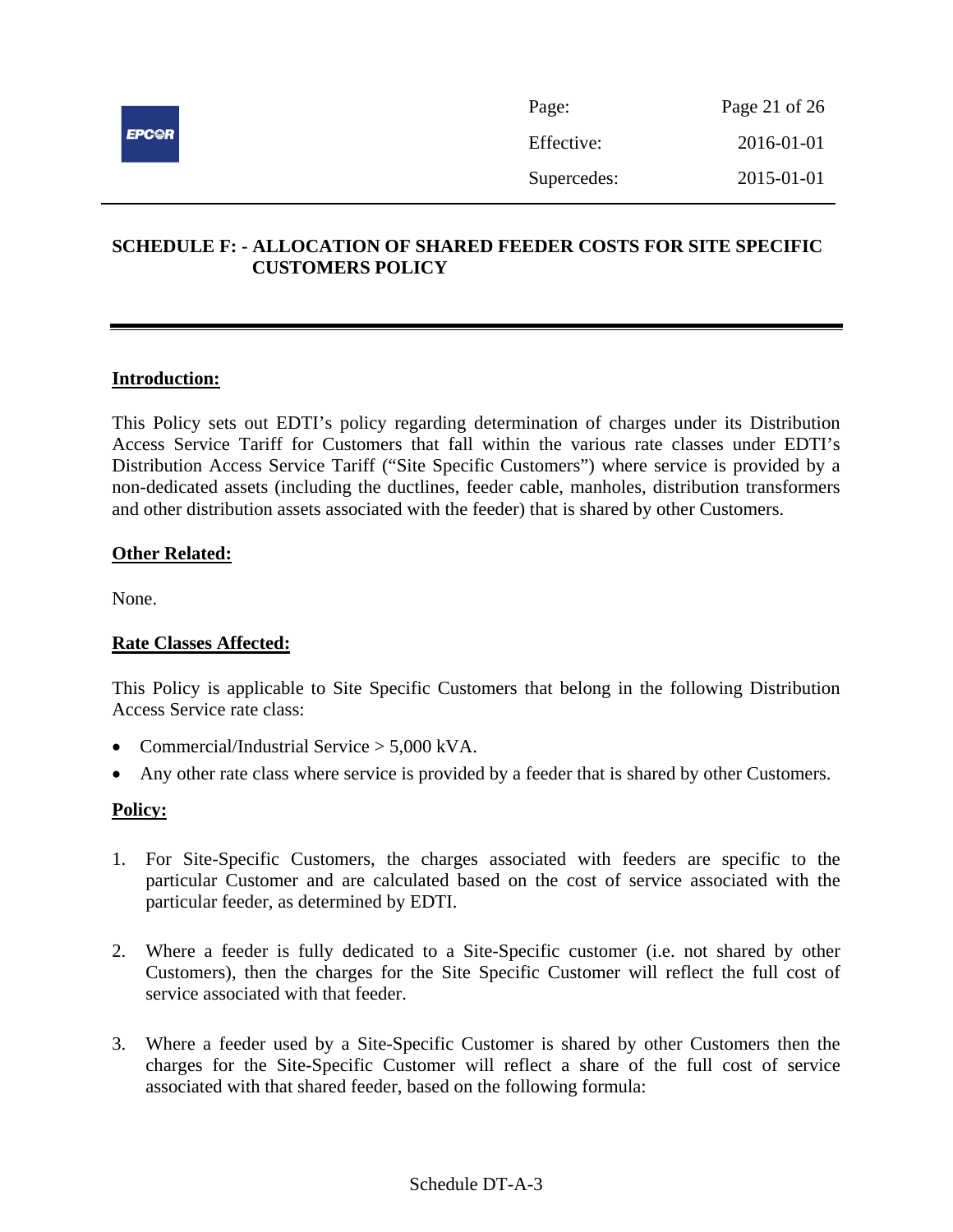## SCHEDULE F: - ALLOCATION OF SHARED FEEDER COSTS FOR SITE SPECIFIC CUSTOMERS POLICY

**Introduction:**

This Policy sets out EDTI's policy regarding determination of charges under its Distribution Access Service Tariff for Customers that fall within the various rate classes under EDTI's Distribution Access Service Tariff ("Site Specific Customers") where service is provided by a non-dedicated assets (including the ductlines, feeder cable, manholes, distribution transformers and other distribution assets associated with the feeder) that is shared by other Customers.

**Other Related:**

None.

**Rate Classes Affected:**

This Policy is applicable to Site Specific Customers that belong in the following Distribution Access Service rate class:

- Commercial/Industrial Service > 5,000 kVA.
- Any other rate class where service is provided by a feeder that is shared by other Customers.

**Policy:**

1. For Site-Specific Customers, the charges associated with feeders are specific to the particular Customer and are calculated based on the cost of service associated with the particular feeder, as determined by EDTI.

2. Where a feeder is fully dedicated to a Site-Specific customer (i.e. not shared by other Customers), then the charges for the Site Specific Customer will reflect the full cost of service associated with that feeder.

3. Where a feeder used by a Site-Specific Customer is shared by other Customers then the charges for the Site-Specific Customer will reflect a share of the full cost of service associated with that shared feeder, based on the following formula:

Schedule DT-A-3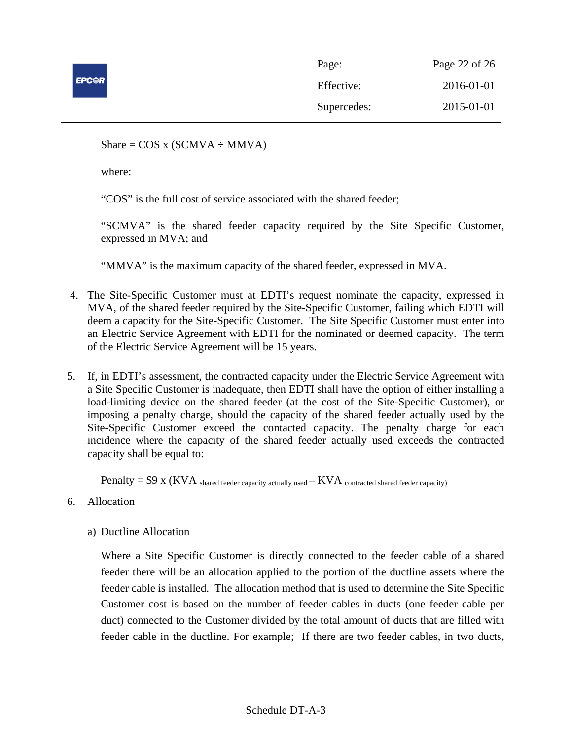Share = COS x (SCMVA ÷ MMVA)

where:

"COS" is the full cost of service associated with the shared feeder;

"SCMVA" is the shared feeder capacity required by the Site Specific Customer, expressed in MVA; and

"MMVA" is the maximum capacity of the shared feeder, expressed in MVA.

4. The Site-Specific Customer must at EDTI's request nominate the capacity, expressed in MVA, of the shared feeder required by the Site-Specific Customer, failing which EDTI will deem a capacity for the Site-Specific Customer. The Site Specific Customer must enter into an Electric Service Agreement with EDTI for the nominated or deemed capacity. The term of the Electric Service Agreement will be 15 years.

5. If, in EDTI's assessment, the contracted capacity under the Electric Service Agreement with a Site Specific Customer is inadequate, then EDTI shall have the option of either installing a load-limiting device on the shared feeder (at the cost of the Site-Specific Customer), or imposing a penalty charge, should the capacity of the shared feeder actually used by the Site-Specific Customer exceed the contacted capacity. The penalty charge for each incidence where the capacity of the shared feeder actually used exceeds the contracted capacity shall be equal to:

   Penalty = \$9 x ($KVA_{\text{shared feeder capacity actually used}}$ – $KVA_{\text{contracted shared feeder capacity}}$)

6. Allocation

   a) Ductline Allocation

   Where a Site Specific Customer is directly connected to the feeder cable of a shared feeder there will be an allocation applied to the portion of the ductline assets where the feeder cable is installed. The allocation method that is used to determine the Site Specific Customer cost is based on the number of feeder cables in ducts (one feeder cable per duct) connected to the Customer divided by the total amount of ducts that are filled with feeder cable in the ductline. For example; If there are two feeder cables, in two ducts,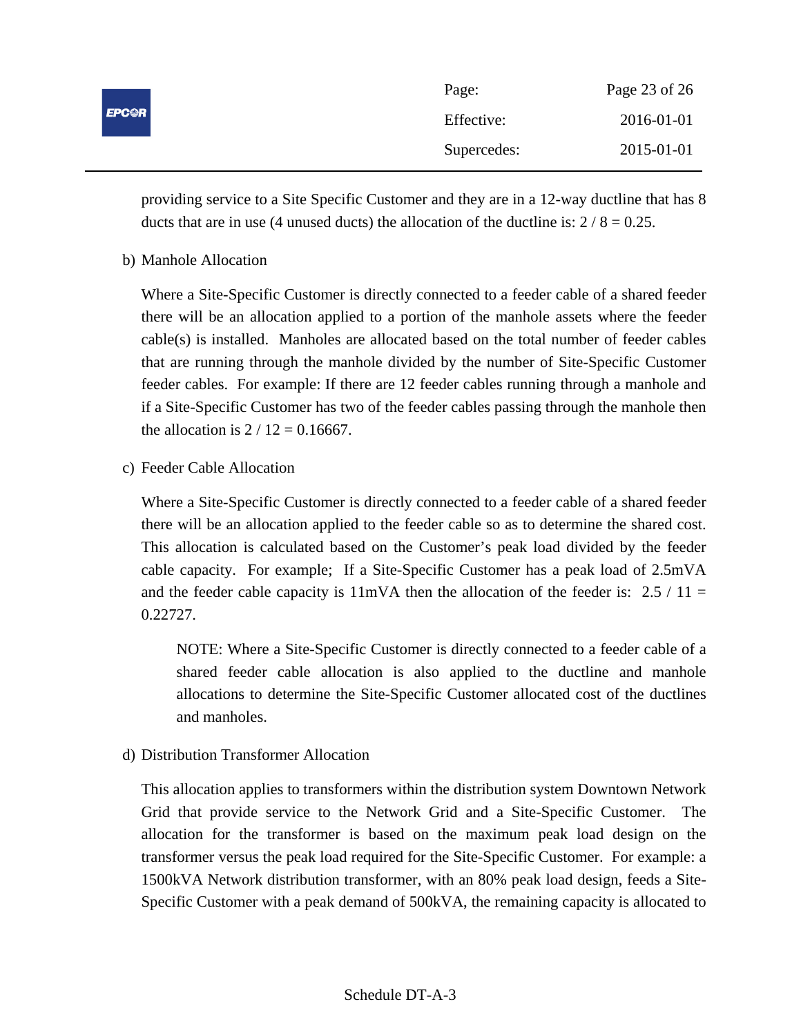providing service to a Site Specific Customer and they are in a 12-way ductline that has 8 ducts that are in use (4 unused ducts) the allocation of the ductline is: 2 / 8 = 0.25.

b) Manhole Allocation

Where a Site-Specific Customer is directly connected to a feeder cable of a shared feeder there will be an allocation applied to a portion of the manhole assets where the feeder cable(s) is installed. Manholes are allocated based on the total number of feeder cables that are running through the manhole divided by the number of Site-Specific Customer feeder cables. For example: If there are 12 feeder cables running through a manhole and if a Site-Specific Customer has two of the feeder cables passing through the manhole then the allocation is 2 / 12 = 0.16667.

c) Feeder Cable Allocation

Where a Site-Specific Customer is directly connected to a feeder cable of a shared feeder there will be an allocation applied to the feeder cable so as to determine the shared cost. This allocation is calculated based on the Customer's peak load divided by the feeder cable capacity. For example; If a Site-Specific Customer has a peak load of 2.5mVA and the feeder cable capacity is 11mVA then the allocation of the feeder is: 2.5 / 11 = 0.22727.

> NOTE: Where a Site-Specific Customer is directly connected to a feeder cable of a shared feeder cable allocation is also applied to the ductline and manhole allocations to determine the Site-Specific Customer allocated cost of the ductlines and manholes.

d) Distribution Transformer Allocation

This allocation applies to transformers within the distribution system Downtown Network Grid that provide service to the Network Grid and a Site-Specific Customer. The allocation for the transformer is based on the maximum peak load design on the transformer versus the peak load required for the Site-Specific Customer. For example: a 1500kVA Network distribution transformer, with an 80% peak load design, feeds a Site-Specific Customer with a peak demand of 500kVA, the remaining capacity is allocated to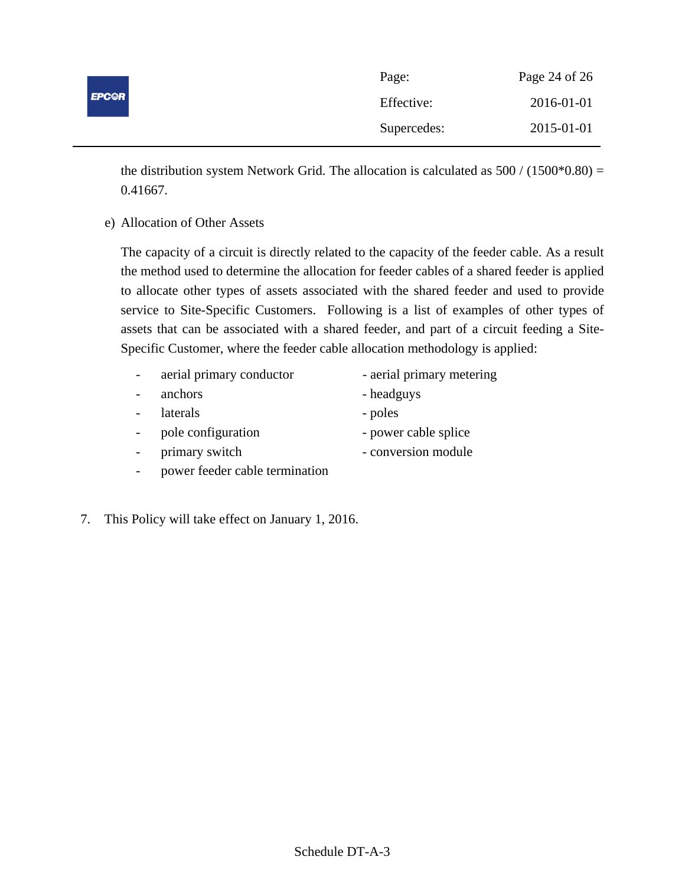the distribution system Network Grid. The allocation is calculated as 500 / (1500*0.80) = 0.41667.

e) Allocation of Other Assets

The capacity of a circuit is directly related to the capacity of the feeder cable. As a result the method used to determine the allocation for feeder cables of a shared feeder is applied to allocate other types of assets associated with the shared feeder and used to provide service to Site-Specific Customers. Following is a list of examples of other types of assets that can be associated with a shared feeder, and part of a circuit feeding a Site-Specific Customer, where the feeder cable allocation methodology is applied:

- aerial primary conductor
- aerial primary metering
- anchors
- headguys
- laterals
- poles
- pole configuration
- power cable splice
- primary switch
- conversion module
- power feeder cable termination

7. This Policy will take effect on January 1, 2016.

Schedule DT-A-3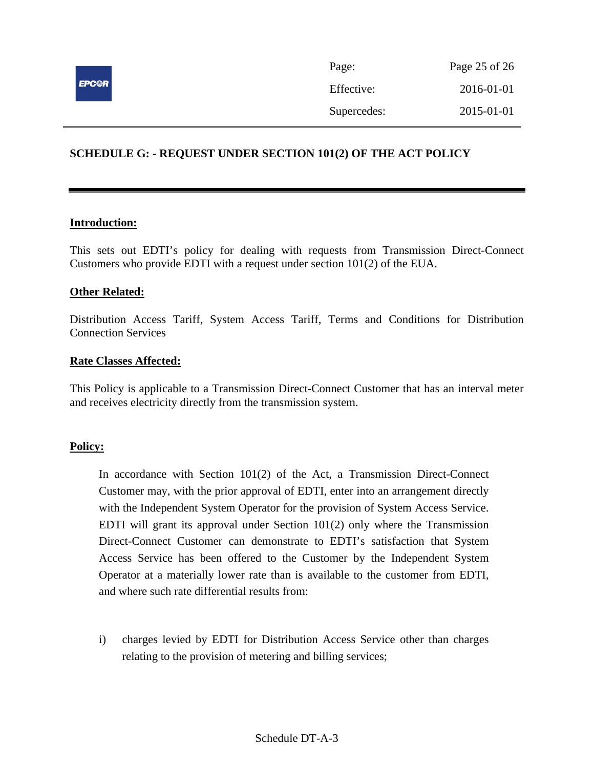## SCHEDULE G: - REQUEST UNDER SECTION 101(2) OF THE ACT POLICY

**Introduction:**

This sets out EDTI's policy for dealing with requests from Transmission Direct-Connect Customers who provide EDTI with a request under section 101(2) of the EUA.

**Other Related:**

Distribution Access Tariff, System Access Tariff, Terms and Conditions for Distribution Connection Services

**Rate Classes Affected:**

This Policy is applicable to a Transmission Direct-Connect Customer that has an interval meter and receives electricity directly from the transmission system.

**Policy:**

In accordance with Section 101(2) of the Act, a Transmission Direct-Connect Customer may, with the prior approval of EDTI, enter into an arrangement directly with the Independent System Operator for the provision of System Access Service. EDTI will grant its approval under Section 101(2) only where the Transmission Direct-Connect Customer can demonstrate to EDTI's satisfaction that System Access Service has been offered to the Customer by the Independent System Operator at a materially lower rate than is available to the customer from EDTI, and where such rate differential results from:

i) charges levied by EDTI for Distribution Access Service other than charges relating to the provision of metering and billing services;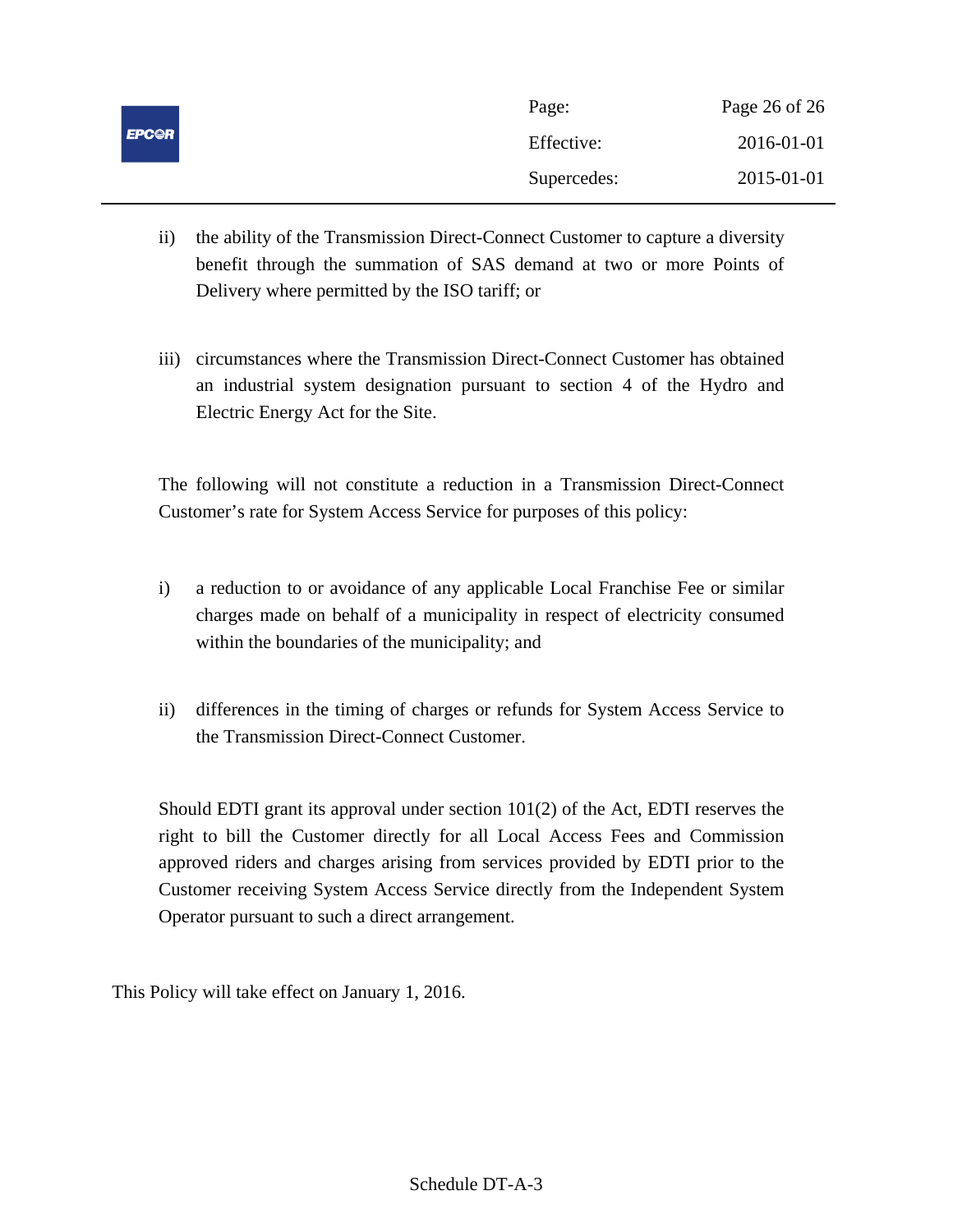ii) the ability of the Transmission Direct-Connect Customer to capture a diversity benefit through the summation of SAS demand at two or more Points of Delivery where permitted by the ISO tariff; or

iii) circumstances where the Transmission Direct-Connect Customer has obtained an industrial system designation pursuant to section 4 of the Hydro and Electric Energy Act for the Site.

The following will not constitute a reduction in a Transmission Direct-Connect Customer's rate for System Access Service for purposes of this policy:

i) a reduction to or avoidance of any applicable Local Franchise Fee or similar charges made on behalf of a municipality in respect of electricity consumed within the boundaries of the municipality; and

ii) differences in the timing of charges or refunds for System Access Service to the Transmission Direct-Connect Customer.

Should EDTI grant its approval under section 101(2) of the Act, EDTI reserves the right to bill the Customer directly for all Local Access Fees and Commission approved riders and charges arising from services provided by EDTI prior to the Customer receiving System Access Service directly from the Independent System Operator pursuant to such a direct arrangement.

This Policy will take effect on January 1, 2016.